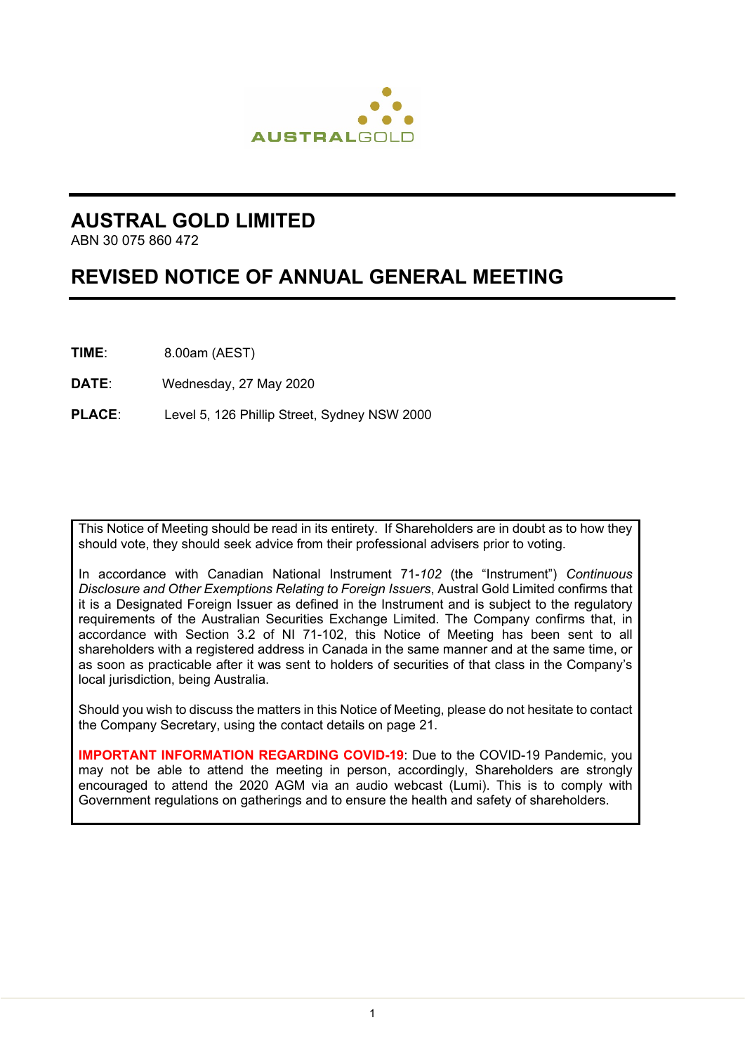AUSTRALGOLD

# AUSTRAL GOLD LIMITED

ABN 30 075 860 472

# REVISED NOTICE OF ANNUAL GENERAL MEETING

**TIME**: 8.00am (AEST)

**DATE**: Wednesday, 27 May 2020

**PLACE**: Level 5, 126 Phillip Street, Sydney NSW 2000

This Notice of Meeting should be read in its entirety. If Shareholders are in doubt as to how they should vote, they should seek advice from their professional advisers prior to voting.

In accordance with Canadian National Instrument 71-*102* (the "Instrument") *Continuous Disclosure and Other Exemptions Relating to Foreign Issuers*, Austral Gold Limited confirms that it is a Designated Foreign Issuer as defined in the Instrument and is subject to the regulatory requirements of the Australian Securities Exchange Limited. The Company confirms that, in accordance with Section 3.2 of NI 71-102, this Notice of Meeting has been sent to all shareholders with a registered address in Canada in the same manner and at the same time, or as soon as practicable after it was sent to holders of securities of that class in the Company's local jurisdiction, being Australia.

Should you wish to discuss the matters in this Notice of Meeting, please do not hesitate to contact the Company Secretary, using the contact details on page 21.

**IMPORTANT INFORMATION REGARDING COVID-19**: Due to the COVID-19 Pandemic, you may not be able to attend the meeting in person, accordingly, Shareholders are strongly encouraged to attend the 2020 AGM via an audio webcast (Lumi). This is to comply with Government regulations on gatherings and to ensure the health and safety of shareholders.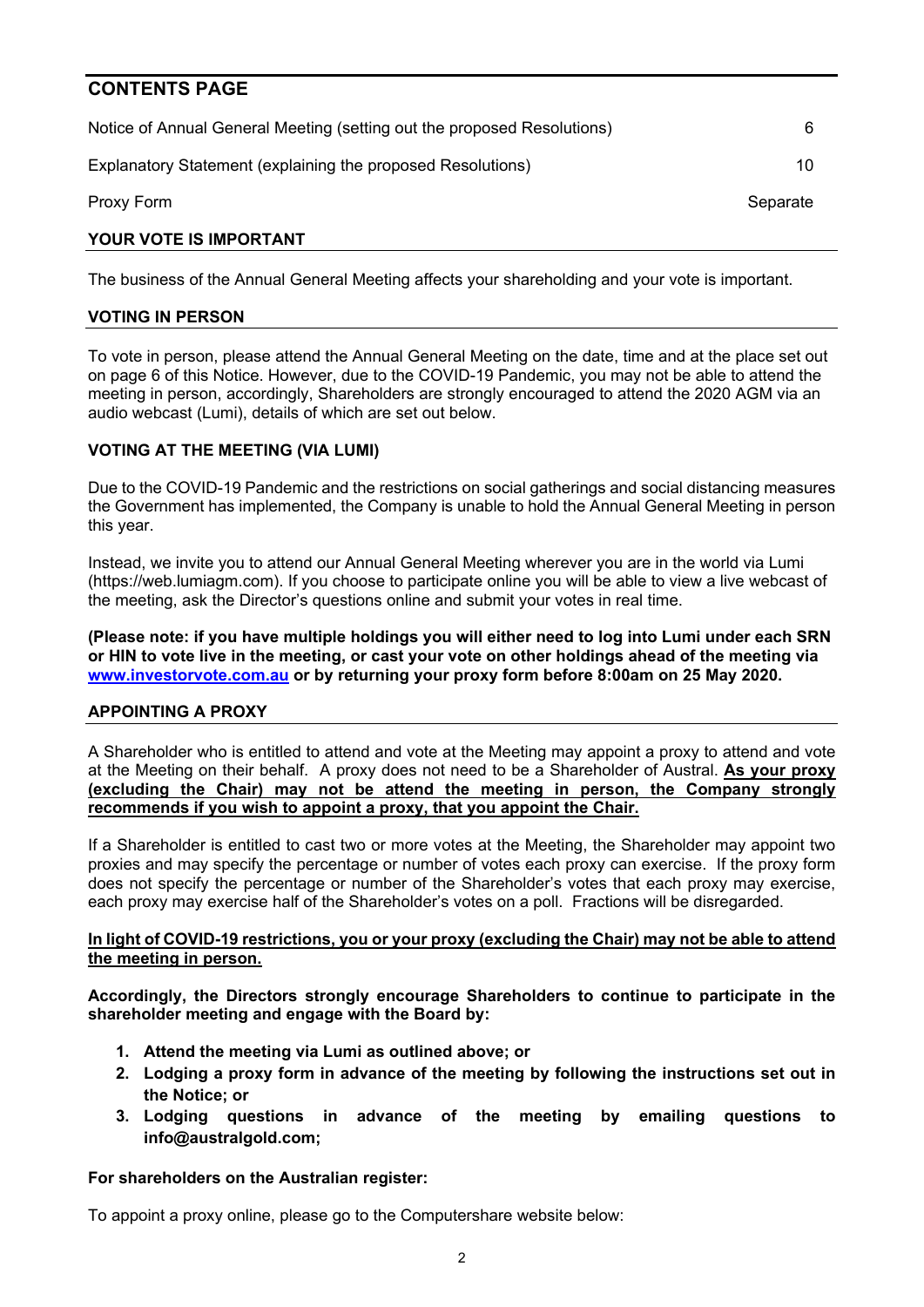## CONTENTS PAGE

| | |
|---|---|
| Notice of Annual General Meeting (setting out the proposed Resolutions) | 6 |
| Explanatory Statement (explaining the proposed Resolutions) | 10 |
| Proxy Form | Separate |

## YOUR VOTE IS IMPORTANT

The business of the Annual General Meeting affects your shareholding and your vote is important.

## VOTING IN PERSON

To vote in person, please attend the Annual General Meeting on the date, time and at the place set out on page 6 of this Notice. However, due to the COVID-19 Pandemic, you may not be able to attend the meeting in person, accordingly, Shareholders are strongly encouraged to attend the 2020 AGM via an audio webcast (Lumi), details of which are set out below.

## VOTING AT THE MEETING (VIA LUMI)

Due to the COVID-19 Pandemic and the restrictions on social gatherings and social distancing measures the Government has implemented, the Company is unable to hold the Annual General Meeting in person this year.

Instead, we invite you to attend our Annual General Meeting wherever you are in the world via Lumi (https://web.lumiagm.com). If you choose to participate online you will be able to view a live webcast of the meeting, ask the Director's questions online and submit your votes in real time.

**(Please note: if you have multiple holdings you will either need to log into Lumi under each SRN or HIN to vote live in the meeting, or cast your vote on other holdings ahead of the meeting via [www.investorvote.com.au](www.investorvote.com.au) or by returning your proxy form before 8:00am on 25 May 2020.**

## APPOINTING A PROXY

A Shareholder who is entitled to attend and vote at the Meeting may appoint a proxy to attend and vote at the Meeting on their behalf. A proxy does not need to be a Shareholder of Austral. **As your proxy (excluding the Chair) may not be attend the meeting in person, the Company strongly recommends if you wish to appoint a proxy, that you appoint the Chair.**

If a Shareholder is entitled to cast two or more votes at the Meeting, the Shareholder may appoint two proxies and may specify the percentage or number of votes each proxy can exercise. If the proxy form does not specify the percentage or number of the Shareholder's votes that each proxy may exercise, each proxy may exercise half of the Shareholder's votes on a poll. Fractions will be disregarded.

**In light of COVID-19 restrictions, you or your proxy (excluding the Chair) may not be able to attend the meeting in person.**

**Accordingly, the Directors strongly encourage Shareholders to continue to participate in the shareholder meeting and engage with the Board by:**

1. **Attend the meeting via Lumi as outlined above; or**
2. **Lodging a proxy form in advance of the meeting by following the instructions set out in the Notice; or**
3. **Lodging questions in advance of the meeting by emailing questions to info@australgold.com;**

**For shareholders on the Australian register:**

To appoint a proxy online, please go to the Computershare website below: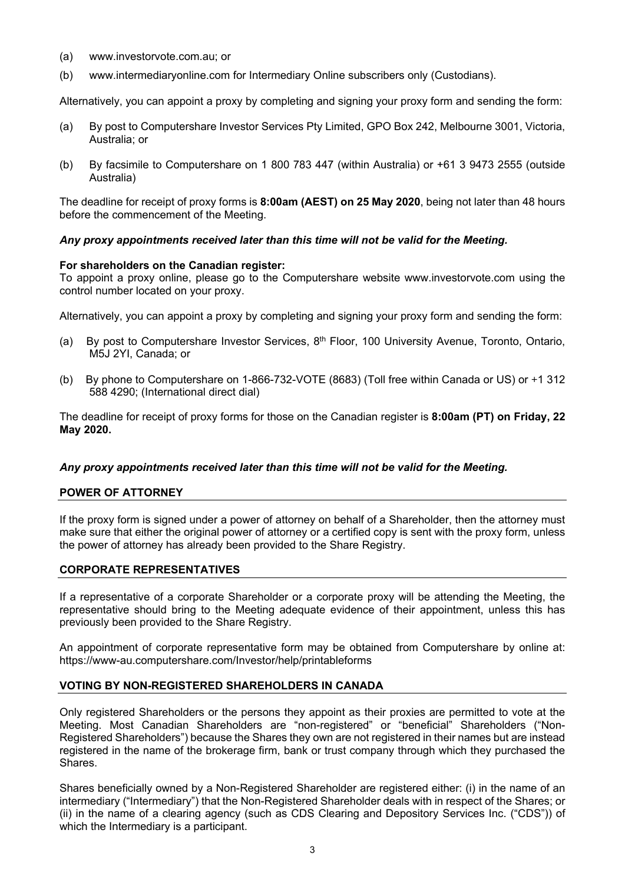(a) www.investorvote.com.au; or

(b) www.intermediaryonline.com for Intermediary Online subscribers only (Custodians).

Alternatively, you can appoint a proxy by completing and signing your proxy form and sending the form:

(a) By post to Computershare Investor Services Pty Limited, GPO Box 242, Melbourne 3001, Victoria, Australia; or

(b) By facsimile to Computershare on 1 800 783 447 (within Australia) or +61 3 9473 2555 (outside Australia)

The deadline for receipt of proxy forms is **8:00am (AEST) on 25 May 2020**, being not later than 48 hours before the commencement of the Meeting.

***Any proxy appointments received later than this time will not be valid for the Meeting.***

**For shareholders on the Canadian register:**
To appoint a proxy online, please go to the Computershare website www.investorvote.com using the control number located on your proxy.

Alternatively, you can appoint a proxy by completing and signing your proxy form and sending the form:

(a) By post to Computershare Investor Services, 8th Floor, 100 University Avenue, Toronto, Ontario, M5J 2YI, Canada; or

(b) By phone to Computershare on 1-866-732-VOTE (8683) (Toll free within Canada or US) or +1 312 588 4290; (International direct dial)

The deadline for receipt of proxy forms for those on the Canadian register is **8:00am (PT) on Friday, 22 May 2020.**

***Any proxy appointments received later than this time will not be valid for the Meeting.***

## POWER OF ATTORNEY

If the proxy form is signed under a power of attorney on behalf of a Shareholder, then the attorney must make sure that either the original power of attorney or a certified copy is sent with the proxy form, unless the power of attorney has already been provided to the Share Registry.

## CORPORATE REPRESENTATIVES

If a representative of a corporate Shareholder or a corporate proxy will be attending the Meeting, the representative should bring to the Meeting adequate evidence of their appointment, unless this has previously been provided to the Share Registry.

An appointment of corporate representative form may be obtained from Computershare by online at: https://www-au.computershare.com/Investor/help/printableforms

## VOTING BY NON-REGISTERED SHAREHOLDERS IN CANADA

Only registered Shareholders or the persons they appoint as their proxies are permitted to vote at the Meeting. Most Canadian Shareholders are "non-registered" or "beneficial" Shareholders ("Non-Registered Shareholders") because the Shares they own are not registered in their names but are instead registered in the name of the brokerage firm, bank or trust company through which they purchased the Shares.

Shares beneficially owned by a Non-Registered Shareholder are registered either: (i) in the name of an intermediary ("Intermediary") that the Non-Registered Shareholder deals with in respect of the Shares; or (ii) in the name of a clearing agency (such as CDS Clearing and Depository Services Inc. ("CDS")) of which the Intermediary is a participant.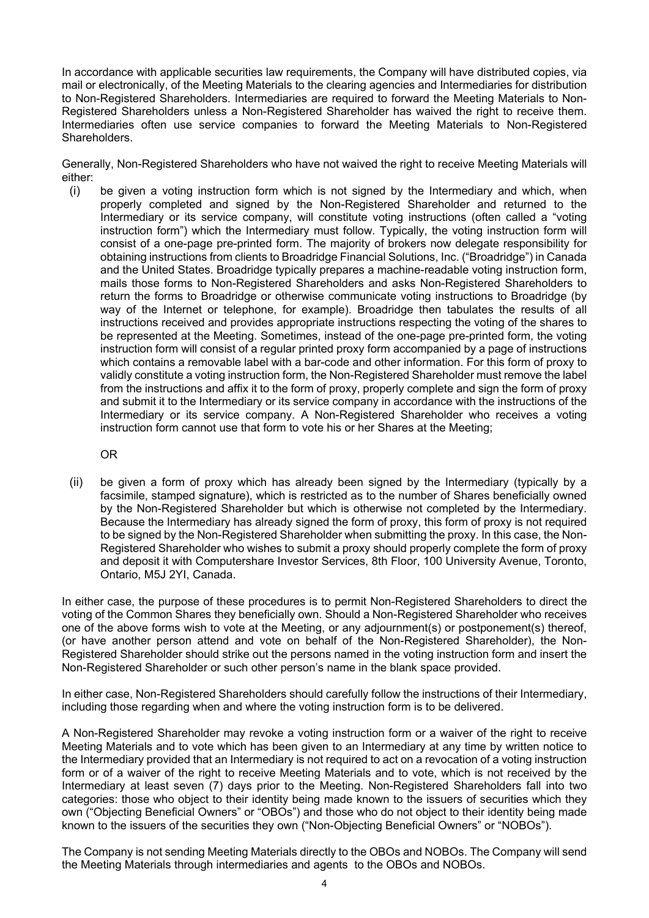In accordance with applicable securities law requirements, the Company will have distributed copies, via mail or electronically, of the Meeting Materials to the clearing agencies and Intermediaries for distribution to Non-Registered Shareholders. Intermediaries are required to forward the Meeting Materials to Non-Registered Shareholders unless a Non-Registered Shareholder has waived the right to receive them. Intermediaries often use service companies to forward the Meeting Materials to Non-Registered Shareholders.

Generally, Non-Registered Shareholders who have not waived the right to receive Meeting Materials will either:

(i) be given a voting instruction form which is not signed by the Intermediary and which, when properly completed and signed by the Non-Registered Shareholder and returned to the Intermediary or its service company, will constitute voting instructions (often called a "voting instruction form") which the Intermediary must follow. Typically, the voting instruction form will consist of a one-page pre-printed form. The majority of brokers now delegate responsibility for obtaining instructions from clients to Broadridge Financial Solutions, Inc. ("Broadridge") in Canada and the United States. Broadridge typically prepares a machine-readable voting instruction form, mails those forms to Non-Registered Shareholders and asks Non-Registered Shareholders to return the forms to Broadridge or otherwise communicate voting instructions to Broadridge (by way of the Internet or telephone, for example). Broadridge then tabulates the results of all instructions received and provides appropriate instructions respecting the voting of the shares to be represented at the Meeting. Sometimes, instead of the one-page pre-printed form, the voting instruction form will consist of a regular printed proxy form accompanied by a page of instructions which contains a removable label with a bar-code and other information. For this form of proxy to validly constitute a voting instruction form, the Non-Registered Shareholder must remove the label from the instructions and affix it to the form of proxy, properly complete and sign the form of proxy and submit it to the Intermediary or its service company in accordance with the instructions of the Intermediary or its service company. A Non-Registered Shareholder who receives a voting instruction form cannot use that form to vote his or her Shares at the Meeting;

OR

(ii) be given a form of proxy which has already been signed by the Intermediary (typically by a facsimile, stamped signature), which is restricted as to the number of Shares beneficially owned by the Non-Registered Shareholder but which is otherwise not completed by the Intermediary. Because the Intermediary has already signed the form of proxy, this form of proxy is not required to be signed by the Non-Registered Shareholder when submitting the proxy. In this case, the Non-Registered Shareholder who wishes to submit a proxy should properly complete the form of proxy and deposit it with Computershare Investor Services, 8th Floor, 100 University Avenue, Toronto, Ontario, M5J 2YI, Canada.

In either case, the purpose of these procedures is to permit Non-Registered Shareholders to direct the voting of the Common Shares they beneficially own. Should a Non-Registered Shareholder who receives one of the above forms wish to vote at the Meeting, or any adjournment(s) or postponement(s) thereof, (or have another person attend and vote on behalf of the Non-Registered Shareholder), the Non-Registered Shareholder should strike out the persons named in the voting instruction form and insert the Non-Registered Shareholder or such other person's name in the blank space provided.

In either case, Non-Registered Shareholders should carefully follow the instructions of their Intermediary, including those regarding when and where the voting instruction form is to be delivered.

A Non-Registered Shareholder may revoke a voting instruction form or a waiver of the right to receive Meeting Materials and to vote which has been given to an Intermediary at any time by written notice to the Intermediary provided that an Intermediary is not required to act on a revocation of a voting instruction form or of a waiver of the right to receive Meeting Materials and to vote, which is not received by the Intermediary at least seven (7) days prior to the Meeting. Non-Registered Shareholders fall into two categories: those who object to their identity being made known to the issuers of securities which they own ("Objecting Beneficial Owners" or "OBOs") and those who do not object to their identity being made known to the issuers of the securities they own ("Non-Objecting Beneficial Owners" or "NOBOs").

The Company is not sending Meeting Materials directly to the OBOs and NOBOs. The Company will send the Meeting Materials through intermediaries and agents to the OBOs and NOBOs.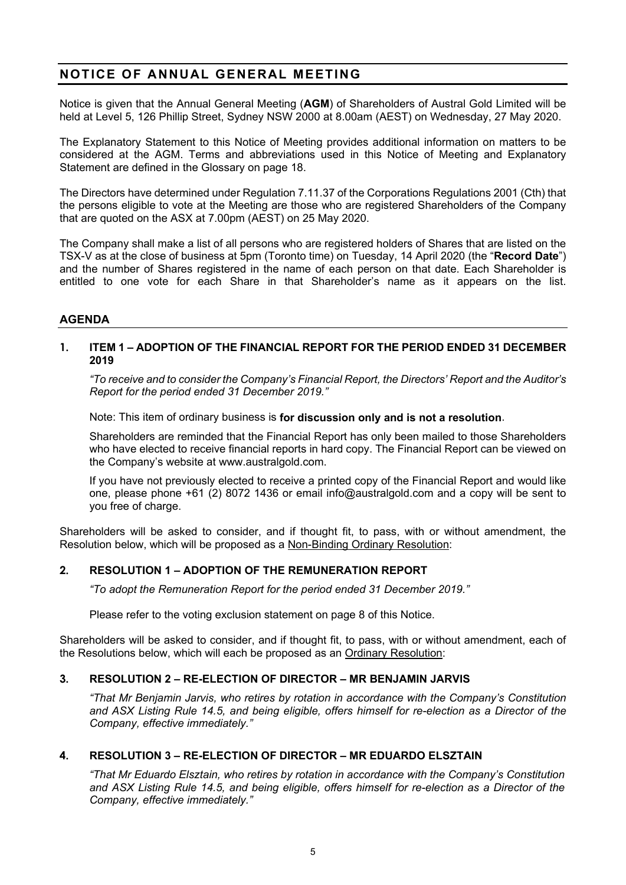# NOTICE OF ANNUAL GENERAL MEETING

Notice is given that the Annual General Meeting (**AGM**) of Shareholders of Austral Gold Limited will be held at Level 5, 126 Phillip Street, Sydney NSW 2000 at 8.00am (AEST) on Wednesday, 27 May 2020.

The Explanatory Statement to this Notice of Meeting provides additional information on matters to be considered at the AGM. Terms and abbreviations used in this Notice of Meeting and Explanatory Statement are defined in the Glossary on page 18.

The Directors have determined under Regulation 7.11.37 of the Corporations Regulations 2001 (Cth) that the persons eligible to vote at the Meeting are those who are registered Shareholders of the Company that are quoted on the ASX at 7.00pm (AEST) on 25 May 2020.

The Company shall make a list of all persons who are registered holders of Shares that are listed on the TSX-V as at the close of business at 5pm (Toronto time) on Tuesday, 14 April 2020 (the "**Record Date**") and the number of Shares registered in the name of each person on that date. Each Shareholder is entitled to one vote for each Share in that Shareholder's name as it appears on the list.

## AGENDA

### 1. ITEM 1 – ADOPTION OF THE FINANCIAL REPORT FOR THE PERIOD ENDED 31 DECEMBER 2019

*"To receive and to consider the Company's Financial Report, the Directors' Report and the Auditor's Report for the period ended 31 December 2019."*

Note: This item of ordinary business is **for discussion only and is not a resolution**.

Shareholders are reminded that the Financial Report has only been mailed to those Shareholders who have elected to receive financial reports in hard copy. The Financial Report can be viewed on the Company's website at www.australgold.com.

If you have not previously elected to receive a printed copy of the Financial Report and would like one, please phone +61 (2) 8072 1436 or email info@australgold.com and a copy will be sent to you free of charge.

Shareholders will be asked to consider, and if thought fit, to pass, with or without amendment, the Resolution below, which will be proposed as a Non-Binding Ordinary Resolution:

### 2. RESOLUTION 1 – ADOPTION OF THE REMUNERATION REPORT

*"To adopt the Remuneration Report for the period ended 31 December 2019."*

Please refer to the voting exclusion statement on page 8 of this Notice.

Shareholders will be asked to consider, and if thought fit, to pass, with or without amendment, each of the Resolutions below, which will each be proposed as an Ordinary Resolution:

### 3. RESOLUTION 2 – RE-ELECTION OF DIRECTOR – MR BENJAMIN JARVIS

*"That Mr Benjamin Jarvis, who retires by rotation in accordance with the Company's Constitution and ASX Listing Rule 14.5, and being eligible, offers himself for re-election as a Director of the Company, effective immediately."*

### 4. RESOLUTION 3 – RE-ELECTION OF DIRECTOR – MR EDUARDO ELSZTAIN

*"That Mr Eduardo Elsztain, who retires by rotation in accordance with the Company's Constitution and ASX Listing Rule 14.5, and being eligible, offers himself for re-election as a Director of the Company, effective immediately."*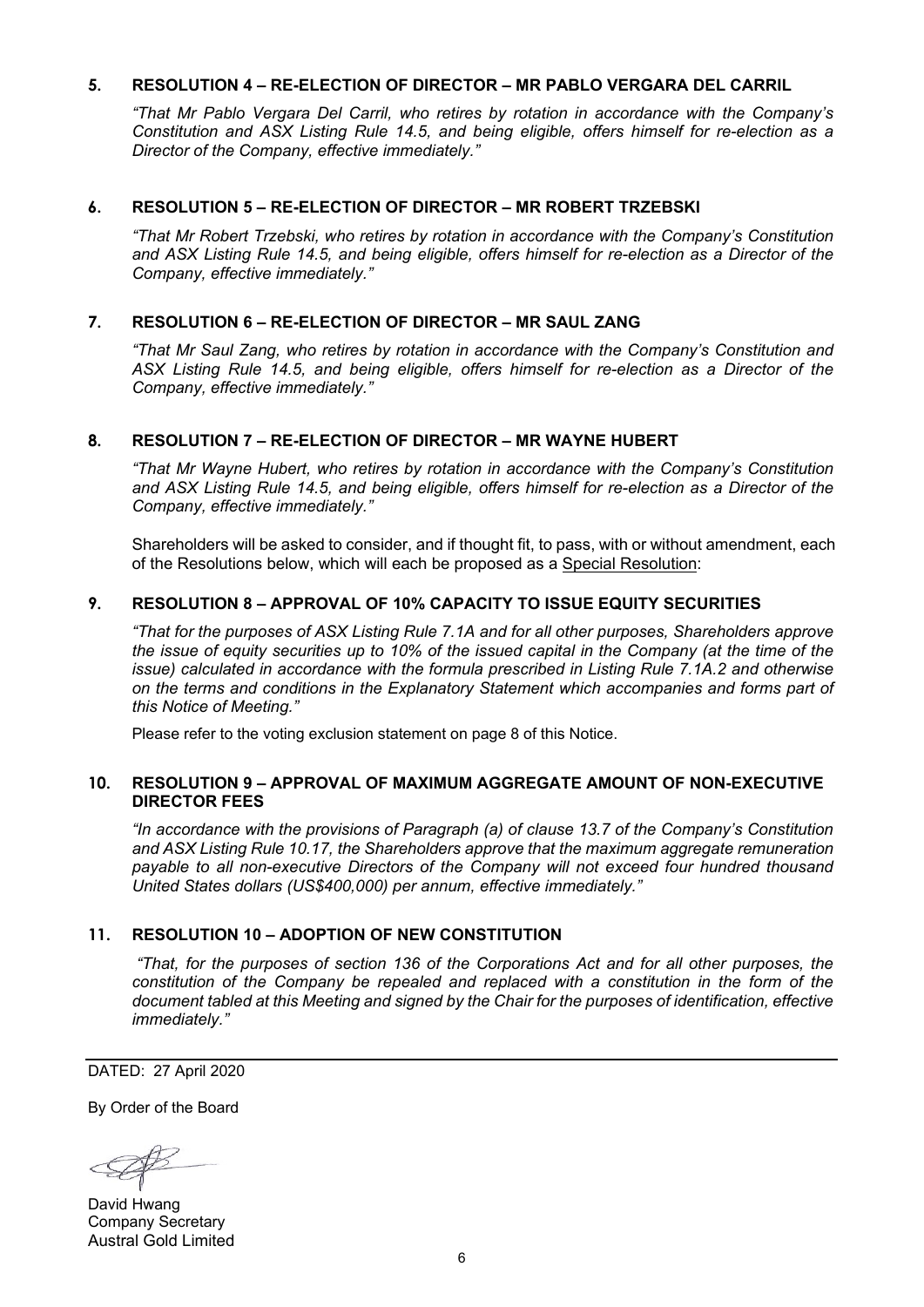## 5. RESOLUTION 4 – RE-ELECTION OF DIRECTOR – MR PABLO VERGARA DEL CARRIL

*"That Mr Pablo Vergara Del Carril, who retires by rotation in accordance with the Company's Constitution and ASX Listing Rule 14.5, and being eligible, offers himself for re-election as a Director of the Company, effective immediately."*

## 6. RESOLUTION 5 – RE-ELECTION OF DIRECTOR – MR ROBERT TRZEBSKI

*"That Mr Robert Trzebski, who retires by rotation in accordance with the Company's Constitution and ASX Listing Rule 14.5, and being eligible, offers himself for re-election as a Director of the Company, effective immediately."*

## 7. RESOLUTION 6 – RE-ELECTION OF DIRECTOR – MR SAUL ZANG

*"That Mr Saul Zang, who retires by rotation in accordance with the Company's Constitution and ASX Listing Rule 14.5, and being eligible, offers himself for re-election as a Director of the Company, effective immediately."*

## 8. RESOLUTION 7 – RE-ELECTION OF DIRECTOR – MR WAYNE HUBERT

*"That Mr Wayne Hubert, who retires by rotation in accordance with the Company's Constitution and ASX Listing Rule 14.5, and being eligible, offers himself for re-election as a Director of the Company, effective immediately."*

Shareholders will be asked to consider, and if thought fit, to pass, with or without amendment, each of the Resolutions below, which will each be proposed as a Special Resolution:

## 9. RESOLUTION 8 – APPROVAL OF 10% CAPACITY TO ISSUE EQUITY SECURITIES

*"That for the purposes of ASX Listing Rule 7.1A and for all other purposes, Shareholders approve the issue of equity securities up to 10% of the issued capital in the Company (at the time of the issue) calculated in accordance with the formula prescribed in Listing Rule 7.1A.2 and otherwise on the terms and conditions in the Explanatory Statement which accompanies and forms part of this Notice of Meeting."*

Please refer to the voting exclusion statement on page 8 of this Notice.

## 10. RESOLUTION 9 – APPROVAL OF MAXIMUM AGGREGATE AMOUNT OF NON-EXECUTIVE DIRECTOR FEES

*"In accordance with the provisions of Paragraph (a) of clause 13.7 of the Company's Constitution and ASX Listing Rule 10.17, the Shareholders approve that the maximum aggregate remuneration payable to all non-executive Directors of the Company will not exceed four hundred thousand United States dollars (US$400,000) per annum, effective immediately."*

## 11. RESOLUTION 10 – ADOPTION OF NEW CONSTITUTION

*"That, for the purposes of section 136 of the Corporations Act and for all other purposes, the constitution of the Company be repealed and replaced with a constitution in the form of the document tabled at this Meeting and signed by the Chair for the purposes of identification, effective immediately."*

---

DATED: 27 April 2020

By Order of the Board

David Hwang
Company Secretary
Austral Gold Limited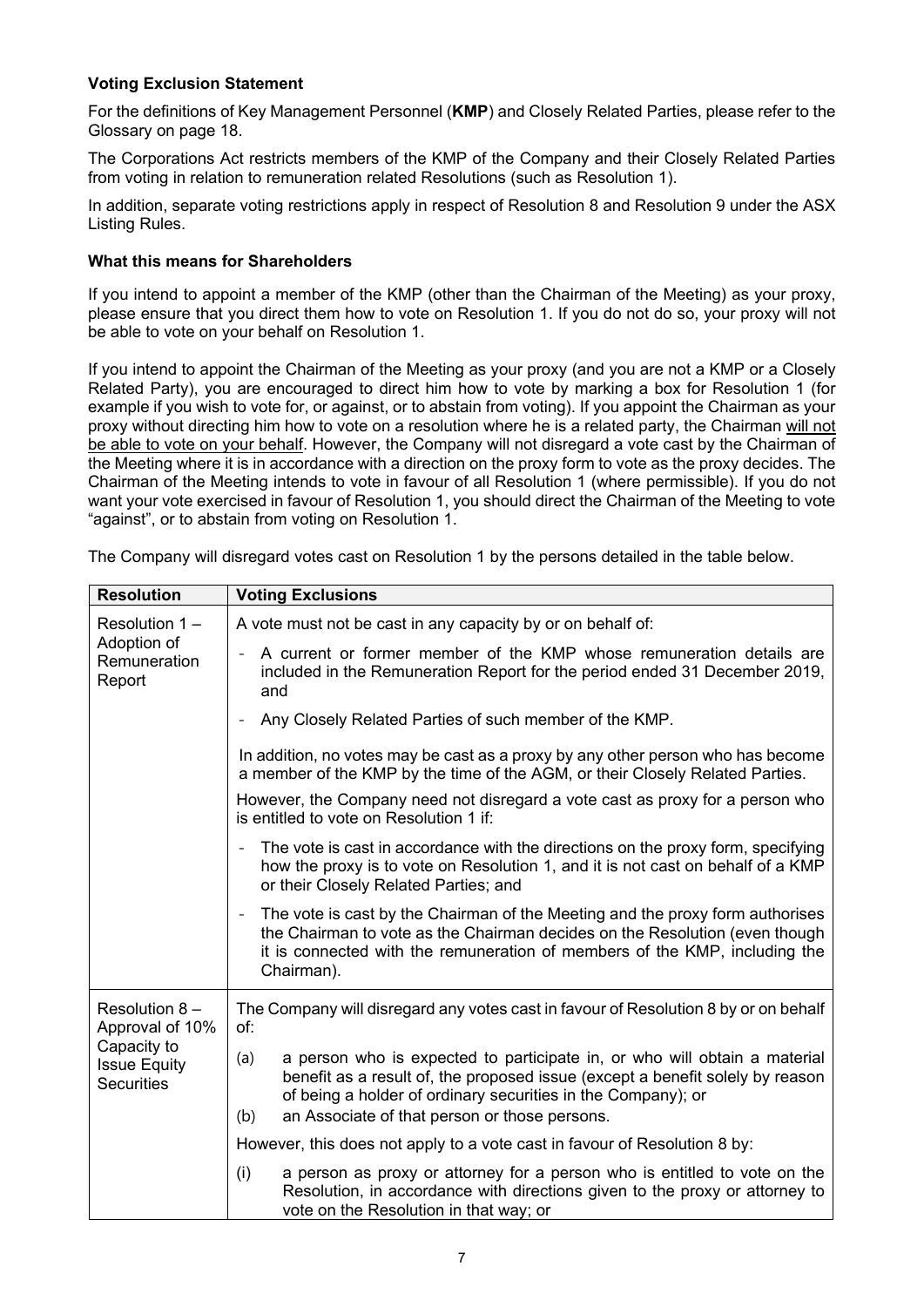**Voting Exclusion Statement**

For the definitions of Key Management Personnel (**KMP**) and Closely Related Parties, please refer to the Glossary on page 18.

The Corporations Act restricts members of the KMP of the Company and their Closely Related Parties from voting in relation to remuneration related Resolutions (such as Resolution 1).

In addition, separate voting restrictions apply in respect of Resolution 8 and Resolution 9 under the ASX Listing Rules.

**What this means for Shareholders**

If you intend to appoint a member of the KMP (other than the Chairman of the Meeting) as your proxy, please ensure that you direct them how to vote on Resolution 1. If you do not do so, your proxy will not be able to vote on your behalf on Resolution 1.

If you intend to appoint the Chairman of the Meeting as your proxy (and you are not a KMP or a Closely Related Party), you are encouraged to direct him how to vote by marking a box for Resolution 1 (for example if you wish to vote for, or against, or to abstain from voting). If you appoint the Chairman as your proxy without directing him how to vote on a resolution where he is a related party, the Chairman will not be able to vote on your behalf. However, the Company will not disregard a vote cast by the Chairman of the Meeting where it is in accordance with a direction on the proxy form to vote as the proxy decides. The Chairman of the Meeting intends to vote in favour of all Resolution 1 (where permissible). If you do not want your vote exercised in favour of Resolution 1, you should direct the Chairman of the Meeting to vote "against", or to abstain from voting on Resolution 1.

The Company will disregard votes cast on Resolution 1 by the persons detailed in the table below.

| **Resolution** | **Voting Exclusions** |
|---|---|
| Resolution 1 – Adoption of Remuneration Report | A vote must not be cast in any capacity by or on behalf of:<br>- A current or former member of the KMP whose remuneration details are included in the Remuneration Report for the period ended 31 December 2019, and<br>- Any Closely Related Parties of such member of the KMP.<br><br>In addition, no votes may be cast as a proxy by any other person who has become a member of the KMP by the time of the AGM, or their Closely Related Parties.<br><br>However, the Company need not disregard a vote cast as proxy for a person who is entitled to vote on Resolution 1 if:<br>- The vote is cast in accordance with the directions on the proxy form, specifying how the proxy is to vote on Resolution 1, and it is not cast on behalf of a KMP or their Closely Related Parties; and<br>- The vote is cast by the Chairman of the Meeting and the proxy form authorises the Chairman to vote as the Chairman decides on the Resolution (even though it is connected with the remuneration of members of the KMP, including the Chairman). |
| Resolution 8 – Approval of 10% Capacity to Issue Equity Securities | The Company will disregard any votes cast in favour of Resolution 8 by or on behalf of:<br>(a) a person who is expected to participate in, or who will obtain a material benefit as a result of, the proposed issue (except a benefit solely by reason of being a holder of ordinary securities in the Company); or<br>(b) an Associate of that person or those persons.<br><br>However, this does not apply to a vote cast in favour of Resolution 8 by:<br>(i) a person as proxy or attorney for a person who is entitled to vote on the Resolution, in accordance with directions given to the proxy or attorney to vote on the Resolution in that way; or |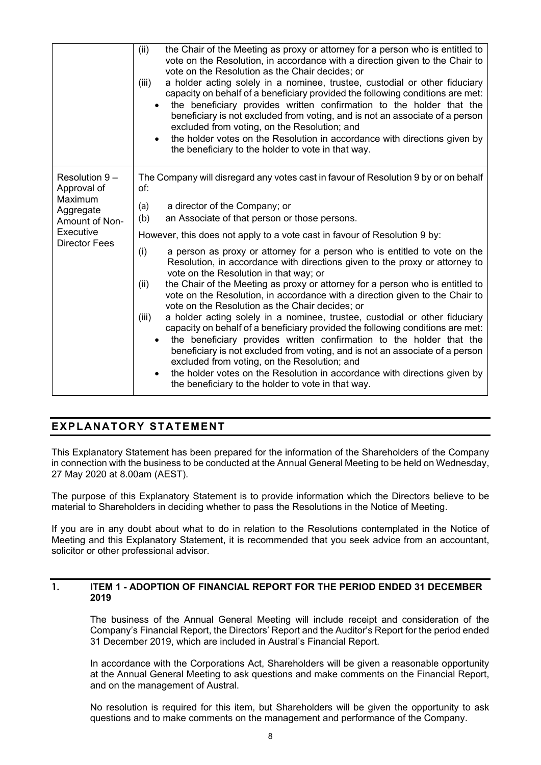| | |
|---|---|
| | (ii) the Chair of the Meeting as proxy or attorney for a person who is entitled to vote on the Resolution, in accordance with a direction given to the Chair to vote on the Resolution as the Chair decides; or<br>(iii) a holder acting solely in a nominee, trustee, custodial or other fiduciary capacity on behalf of a beneficiary provided the following conditions are met:<br>• the beneficiary provides written confirmation to the holder that the beneficiary is not excluded from voting, and is not an associate of a person excluded from voting, on the Resolution; and<br>• the holder votes on the Resolution in accordance with directions given by the beneficiary to the holder to vote in that way. |
| Resolution 9 – Approval of Maximum Aggregate Amount of Non-Executive Director Fees | The Company will disregard any votes cast in favour of Resolution 9 by or on behalf of:<br>(a) a director of the Company; or<br>(b) an Associate of that person or those persons.<br>However, this does not apply to a vote cast in favour of Resolution 9 by:<br>(i) a person as proxy or attorney for a person who is entitled to vote on the Resolution, in accordance with directions given to the proxy or attorney to vote on the Resolution in that way; or<br>(ii) the Chair of the Meeting as proxy or attorney for a person who is entitled to vote on the Resolution, in accordance with a direction given to the Chair to vote on the Resolution as the Chair decides; or<br>(iii) a holder acting solely in a nominee, trustee, custodial or other fiduciary capacity on behalf of a beneficiary provided the following conditions are met:<br>• the beneficiary provides written confirmation to the holder that the beneficiary is not excluded from voting, and is not an associate of a person excluded from voting, on the Resolution; and<br>• the holder votes on the Resolution in accordance with directions given by the beneficiary to the holder to vote in that way. |

# EXPLANATORY STATEMENT

This Explanatory Statement has been prepared for the information of the Shareholders of the Company in connection with the business to be conducted at the Annual General Meeting to be held on Wednesday, 27 May 2020 at 8.00am (AEST).

The purpose of this Explanatory Statement is to provide information which the Directors believe to be material to Shareholders in deciding whether to pass the Resolutions in the Notice of Meeting.

If you are in any doubt about what to do in relation to the Resolutions contemplated in the Notice of Meeting and this Explanatory Statement, it is recommended that you seek advice from an accountant, solicitor or other professional advisor.

## 1. ITEM 1 - ADOPTION OF FINANCIAL REPORT FOR THE PERIOD ENDED 31 DECEMBER 2019

The business of the Annual General Meeting will include receipt and consideration of the Company's Financial Report, the Directors' Report and the Auditor's Report for the period ended 31 December 2019, which are included in Austral's Financial Report.

In accordance with the Corporations Act, Shareholders will be given a reasonable opportunity at the Annual General Meeting to ask questions and make comments on the Financial Report, and on the management of Austral.

No resolution is required for this item, but Shareholders will be given the opportunity to ask questions and to make comments on the management and performance of the Company.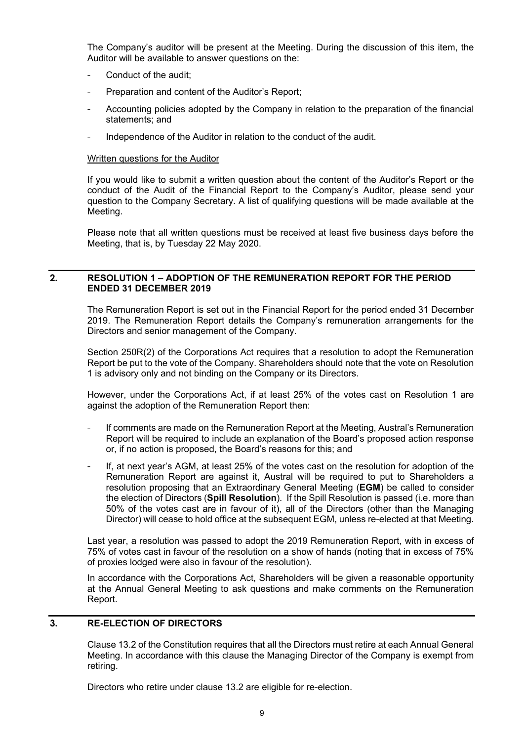The Company's auditor will be present at the Meeting. During the discussion of this item, the Auditor will be available to answer questions on the:

- Conduct of the audit;
- Preparation and content of the Auditor's Report;
- Accounting policies adopted by the Company in relation to the preparation of the financial statements; and
- Independence of the Auditor in relation to the conduct of the audit.

Written questions for the Auditor

If you would like to submit a written question about the content of the Auditor's Report or the conduct of the Audit of the Financial Report to the Company's Auditor, please send your question to the Company Secretary. A list of qualifying questions will be made available at the Meeting.

Please note that all written questions must be received at least five business days before the Meeting, that is, by Tuesday 22 May 2020.

## 2. RESOLUTION 1 – ADOPTION OF THE REMUNERATION REPORT FOR THE PERIOD ENDED 31 DECEMBER 2019

The Remuneration Report is set out in the Financial Report for the period ended 31 December 2019. The Remuneration Report details the Company's remuneration arrangements for the Directors and senior management of the Company.

Section 250R(2) of the Corporations Act requires that a resolution to adopt the Remuneration Report be put to the vote of the Company. Shareholders should note that the vote on Resolution 1 is advisory only and not binding on the Company or its Directors.

However, under the Corporations Act, if at least 25% of the votes cast on Resolution 1 are against the adoption of the Remuneration Report then:

- If comments are made on the Remuneration Report at the Meeting, Austral's Remuneration Report will be required to include an explanation of the Board's proposed action response or, if no action is proposed, the Board's reasons for this; and
- If, at next year's AGM, at least 25% of the votes cast on the resolution for adoption of the Remuneration Report are against it, Austral will be required to put to Shareholders a resolution proposing that an Extraordinary General Meeting (**EGM**) be called to consider the election of Directors (**Spill Resolution**). If the Spill Resolution is passed (i.e. more than 50% of the votes cast are in favour of it), all of the Directors (other than the Managing Director) will cease to hold office at the subsequent EGM, unless re-elected at that Meeting.

Last year, a resolution was passed to adopt the 2019 Remuneration Report, with in excess of 75% of votes cast in favour of the resolution on a show of hands (noting that in excess of 75% of proxies lodged were also in favour of the resolution).

In accordance with the Corporations Act, Shareholders will be given a reasonable opportunity at the Annual General Meeting to ask questions and make comments on the Remuneration Report.

## 3. RE-ELECTION OF DIRECTORS

Clause 13.2 of the Constitution requires that all the Directors must retire at each Annual General Meeting. In accordance with this clause the Managing Director of the Company is exempt from retiring.

Directors who retire under clause 13.2 are eligible for re-election.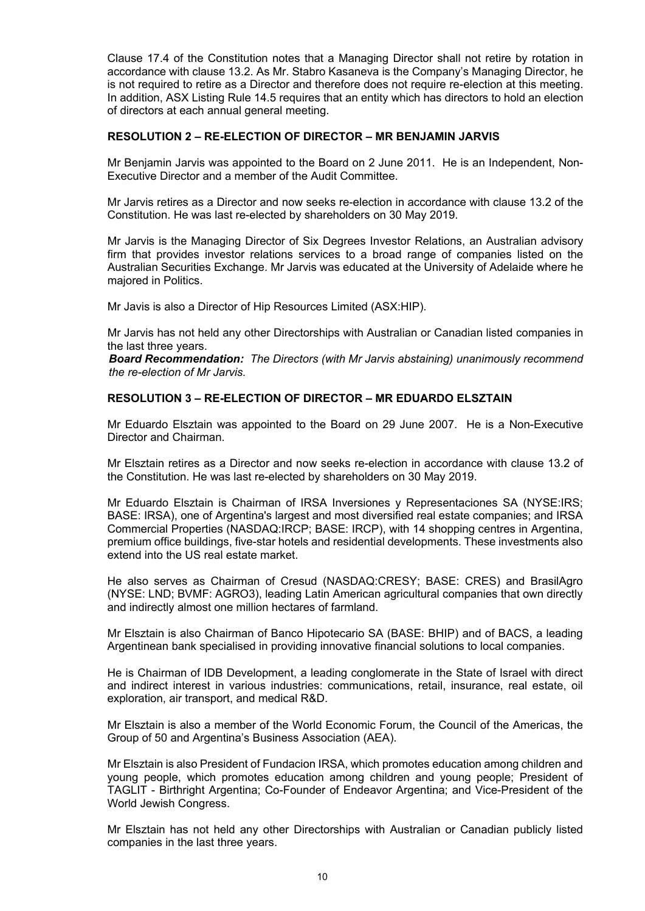Clause 17.4 of the Constitution notes that a Managing Director shall not retire by rotation in accordance with clause 13.2. As Mr. Stabro Kasaneva is the Company's Managing Director, he is not required to retire as a Director and therefore does not require re-election at this meeting. In addition, ASX Listing Rule 14.5 requires that an entity which has directors to hold an election of directors at each annual general meeting.

## RESOLUTION 2 – RE-ELECTION OF DIRECTOR – MR BENJAMIN JARVIS

Mr Benjamin Jarvis was appointed to the Board on 2 June 2011. He is an Independent, Non-Executive Director and a member of the Audit Committee.

Mr Jarvis retires as a Director and now seeks re-election in accordance with clause 13.2 of the Constitution. He was last re-elected by shareholders on 30 May 2019.

Mr Jarvis is the Managing Director of Six Degrees Investor Relations, an Australian advisory firm that provides investor relations services to a broad range of companies listed on the Australian Securities Exchange. Mr Jarvis was educated at the University of Adelaide where he majored in Politics.

Mr Javis is also a Director of Hip Resources Limited (ASX:HIP).

Mr Jarvis has not held any other Directorships with Australian or Canadian listed companies in the last three years.

***Board Recommendation:*** *The Directors (with Mr Jarvis abstaining) unanimously recommend the re-election of Mr Jarvis.*

## RESOLUTION 3 – RE-ELECTION OF DIRECTOR – MR EDUARDO ELSZTAIN

Mr Eduardo Elsztain was appointed to the Board on 29 June 2007. He is a Non-Executive Director and Chairman.

Mr Elsztain retires as a Director and now seeks re-election in accordance with clause 13.2 of the Constitution. He was last re-elected by shareholders on 30 May 2019.

Mr Eduardo Elsztain is Chairman of IRSA Inversiones y Representaciones SA (NYSE:IRS; BASE: IRSA), one of Argentina's largest and most diversified real estate companies; and IRSA Commercial Properties (NASDAQ:IRCP; BASE: IRCP), with 14 shopping centres in Argentina, premium office buildings, five-star hotels and residential developments. These investments also extend into the US real estate market.

He also serves as Chairman of Cresud (NASDAQ:CRESY; BASE: CRES) and BrasilAgro (NYSE: LND; BVMF: AGRO3), leading Latin American agricultural companies that own directly and indirectly almost one million hectares of farmland.

Mr Elsztain is also Chairman of Banco Hipotecario SA (BASE: BHIP) and of BACS, a leading Argentinean bank specialised in providing innovative financial solutions to local companies.

He is Chairman of IDB Development, a leading conglomerate in the State of Israel with direct and indirect interest in various industries: communications, retail, insurance, real estate, oil exploration, air transport, and medical R&D.

Mr Elsztain is also a member of the World Economic Forum, the Council of the Americas, the Group of 50 and Argentina's Business Association (AEA).

Mr Elsztain is also President of Fundacion IRSA, which promotes education among children and young people, which promotes education among children and young people; President of TAGLIT - Birthright Argentina; Co-Founder of Endeavor Argentina; and Vice-President of the World Jewish Congress.

Mr Elsztain has not held any other Directorships with Australian or Canadian publicly listed companies in the last three years.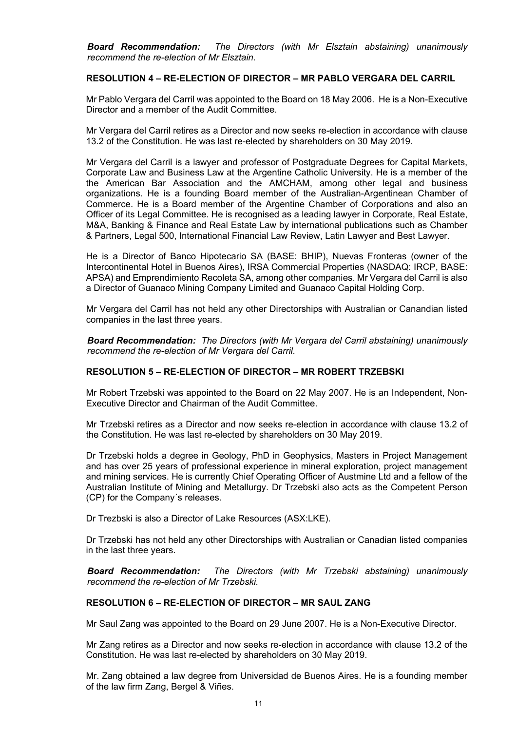***Board Recommendation:*** *The Directors (with Mr Elsztain abstaining) unanimously recommend the re-election of Mr Elsztain.*

**RESOLUTION 4 – RE-ELECTION OF DIRECTOR – MR PABLO VERGARA DEL CARRIL**

Mr Pablo Vergara del Carril was appointed to the Board on 18 May 2006. He is a Non-Executive Director and a member of the Audit Committee.

Mr Vergara del Carril retires as a Director and now seeks re-election in accordance with clause 13.2 of the Constitution. He was last re-elected by shareholders on 30 May 2019.

Mr Vergara del Carril is a lawyer and professor of Postgraduate Degrees for Capital Markets, Corporate Law and Business Law at the Argentine Catholic University. He is a member of the the American Bar Association and the AMCHAM, among other legal and business organizations. He is a founding Board member of the Australian-Argentinean Chamber of Commerce. He is a Board member of the Argentine Chamber of Corporations and also an Officer of its Legal Committee. He is recognised as a leading lawyer in Corporate, Real Estate, M&A, Banking & Finance and Real Estate Law by international publications such as Chamber & Partners, Legal 500, International Financial Law Review, Latin Lawyer and Best Lawyer.

He is a Director of Banco Hipotecario SA (BASE: BHIP), Nuevas Fronteras (owner of the Intercontinental Hotel in Buenos Aires), IRSA Commercial Properties (NASDAQ: IRCP, BASE: APSA) and Emprendimiento Recoleta SA, among other companies. Mr Vergara del Carril is also a Director of Guanaco Mining Company Limited and Guanaco Capital Holding Corp.

Mr Vergara del Carril has not held any other Directorships with Australian or Canandian listed companies in the last three years.

***Board Recommendation:*** *The Directors (with Mr Vergara del Carril abstaining) unanimously recommend the re-election of Mr Vergara del Carril.*

**RESOLUTION 5 – RE-ELECTION OF DIRECTOR – MR ROBERT TRZEBSKI**

Mr Robert Trzebski was appointed to the Board on 22 May 2007. He is an Independent, Non-Executive Director and Chairman of the Audit Committee.

Mr Trzebski retires as a Director and now seeks re-election in accordance with clause 13.2 of the Constitution. He was last re-elected by shareholders on 30 May 2019.

Dr Trzebski holds a degree in Geology, PhD in Geophysics, Masters in Project Management and has over 25 years of professional experience in mineral exploration, project management and mining services. He is currently Chief Operating Officer of Austmine Ltd and a fellow of the Australian Institute of Mining and Metallurgy. Dr Trzebski also acts as the Competent Person (CP) for the Company´s releases.

Dr Trezbski is also a Director of Lake Resources (ASX:LKE).

Dr Trzebski has not held any other Directorships with Australian or Canadian listed companies in the last three years.

***Board Recommendation:*** *The Directors (with Mr Trzebski abstaining) unanimously recommend the re-election of Mr Trzebski.*

**RESOLUTION 6 – RE-ELECTION OF DIRECTOR – MR SAUL ZANG**

Mr Saul Zang was appointed to the Board on 29 June 2007. He is a Non-Executive Director.

Mr Zang retires as a Director and now seeks re-election in accordance with clause 13.2 of the Constitution. He was last re-elected by shareholders on 30 May 2019.

Mr. Zang obtained a law degree from Universidad de Buenos Aires. He is a founding member of the law firm Zang, Bergel & Viñes.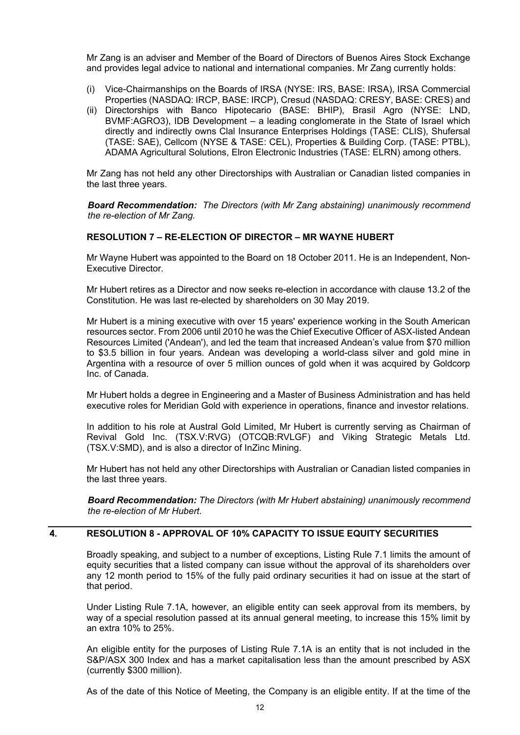Mr Zang is an adviser and Member of the Board of Directors of Buenos Aires Stock Exchange and provides legal advice to national and international companies. Mr Zang currently holds:

(i) Vice-Chairmanships on the Boards of IRSA (NYSE: IRS, BASE: IRSA), IRSA Commercial Properties (NASDAQ: IRCP, BASE: IRCP), Cresud (NASDAQ: CRESY, BASE: CRES) and
(ii) Directorships with Banco Hipotecario (BASE: BHIP), Brasil Agro (NYSE: LND, BVMF:AGRO3), IDB Development – a leading conglomerate in the State of Israel which directly and indirectly owns Clal Insurance Enterprises Holdings (TASE: CLIS), Shufersal (TASE: SAE), Cellcom (NYSE & TASE: CEL), Properties & Building Corp. (TASE: PTBL), ADAMA Agricultural Solutions, Elron Electronic Industries (TASE: ELRN) among others.

Mr Zang has not held any other Directorships with Australian or Canadian listed companies in the last three years.

***Board Recommendation:*** *The Directors (with Mr Zang abstaining) unanimously recommend the re-election of Mr Zang.*

### RESOLUTION 7 – RE-ELECTION OF DIRECTOR – MR WAYNE HUBERT

Mr Wayne Hubert was appointed to the Board on 18 October 2011. He is an Independent, Non-Executive Director.

Mr Hubert retires as a Director and now seeks re-election in accordance with clause 13.2 of the Constitution. He was last re-elected by shareholders on 30 May 2019.

Mr Hubert is a mining executive with over 15 years' experience working in the South American resources sector. From 2006 until 2010 he was the Chief Executive Officer of ASX-listed Andean Resources Limited ('Andean'), and led the team that increased Andean's value from $70 million to $3.5 billion in four years. Andean was developing a world-class silver and gold mine in Argentina with a resource of over 5 million ounces of gold when it was acquired by Goldcorp Inc. of Canada.

Mr Hubert holds a degree in Engineering and a Master of Business Administration and has held executive roles for Meridian Gold with experience in operations, finance and investor relations.

In addition to his role at Austral Gold Limited, Mr Hubert is currently serving as Chairman of Revival Gold Inc. (TSX.V:RVG) (OTCQB:RVLGF) and Viking Strategic Metals Ltd. (TSX.V:SMD), and is also a director of InZinc Mining.

Mr Hubert has not held any other Directorships with Australian or Canadian listed companies in the last three years.

***Board Recommendation:*** *The Directors (with Mr Hubert abstaining) unanimously recommend the re-election of Mr Hubert.*

## 4. RESOLUTION 8 - APPROVAL OF 10% CAPACITY TO ISSUE EQUITY SECURITIES

Broadly speaking, and subject to a number of exceptions, Listing Rule 7.1 limits the amount of equity securities that a listed company can issue without the approval of its shareholders over any 12 month period to 15% of the fully paid ordinary securities it had on issue at the start of that period.

Under Listing Rule 7.1A, however, an eligible entity can seek approval from its members, by way of a special resolution passed at its annual general meeting, to increase this 15% limit by an extra 10% to 25%.

An eligible entity for the purposes of Listing Rule 7.1A is an entity that is not included in the S&P/ASX 300 Index and has a market capitalisation less than the amount prescribed by ASX (currently $300 million).

As of the date of this Notice of Meeting, the Company is an eligible entity. If at the time of the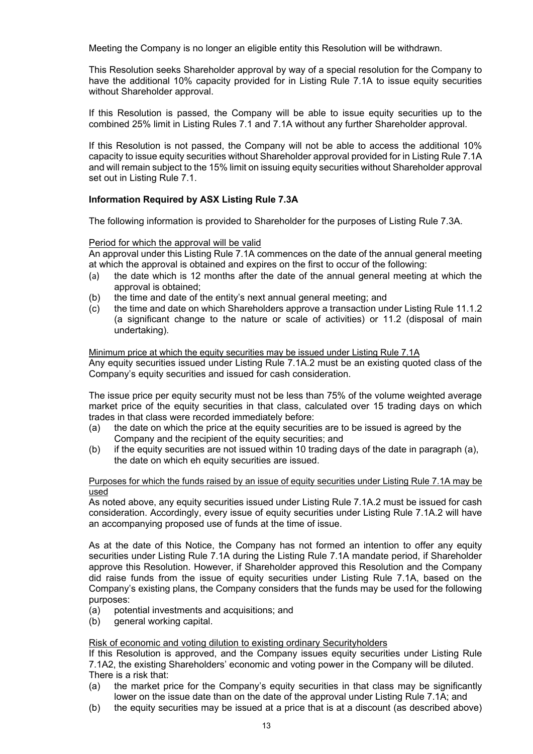Meeting the Company is no longer an eligible entity this Resolution will be withdrawn.

This Resolution seeks Shareholder approval by way of a special resolution for the Company to have the additional 10% capacity provided for in Listing Rule 7.1A to issue equity securities without Shareholder approval.

If this Resolution is passed, the Company will be able to issue equity securities up to the combined 25% limit in Listing Rules 7.1 and 7.1A without any further Shareholder approval.

If this Resolution is not passed, the Company will not be able to access the additional 10% capacity to issue equity securities without Shareholder approval provided for in Listing Rule 7.1A and will remain subject to the 15% limit on issuing equity securities without Shareholder approval set out in Listing Rule 7.1.

**Information Required by ASX Listing Rule 7.3A**

The following information is provided to Shareholder for the purposes of Listing Rule 7.3A.

Period for which the approval will be valid

An approval under this Listing Rule 7.1A commences on the date of the annual general meeting at which the approval is obtained and expires on the first to occur of the following:

(a) the date which is 12 months after the date of the annual general meeting at which the approval is obtained;
(b) the time and date of the entity's next annual general meeting; and
(c) the time and date on which Shareholders approve a transaction under Listing Rule 11.1.2 (a significant change to the nature or scale of activities) or 11.2 (disposal of main undertaking).

Minimum price at which the equity securities may be issued under Listing Rule 7.1A

Any equity securities issued under Listing Rule 7.1A.2 must be an existing quoted class of the Company's equity securities and issued for cash consideration.

The issue price per equity security must not be less than 75% of the volume weighted average market price of the equity securities in that class, calculated over 15 trading days on which trades in that class were recorded immediately before:

(a) the date on which the price at the equity securities are to be issued is agreed by the Company and the recipient of the equity securities; and
(b) if the equity securities are not issued within 10 trading days of the date in paragraph (a), the date on which eh equity securities are issued.

Purposes for which the funds raised by an issue of equity securities under Listing Rule 7.1A may be used

As noted above, any equity securities issued under Listing Rule 7.1A.2 must be issued for cash consideration. Accordingly, every issue of equity securities under Listing Rule 7.1A.2 will have an accompanying proposed use of funds at the time of issue.

As at the date of this Notice, the Company has not formed an intention to offer any equity securities under Listing Rule 7.1A during the Listing Rule 7.1A mandate period, if Shareholder approve this Resolution. However, if Shareholder approved this Resolution and the Company did raise funds from the issue of equity securities under Listing Rule 7.1A, based on the Company's existing plans, the Company considers that the funds may be used for the following purposes:

(a) potential investments and acquisitions; and
(b) general working capital.

Risk of economic and voting dilution to existing ordinary Securityholders

If this Resolution is approved, and the Company issues equity securities under Listing Rule 7.1A2, the existing Shareholders' economic and voting power in the Company will be diluted. There is a risk that:

(a) the market price for the Company's equity securities in that class may be significantly lower on the issue date than on the date of the approval under Listing Rule 7.1A; and
(b) the equity securities may be issued at a price that is at a discount (as described above)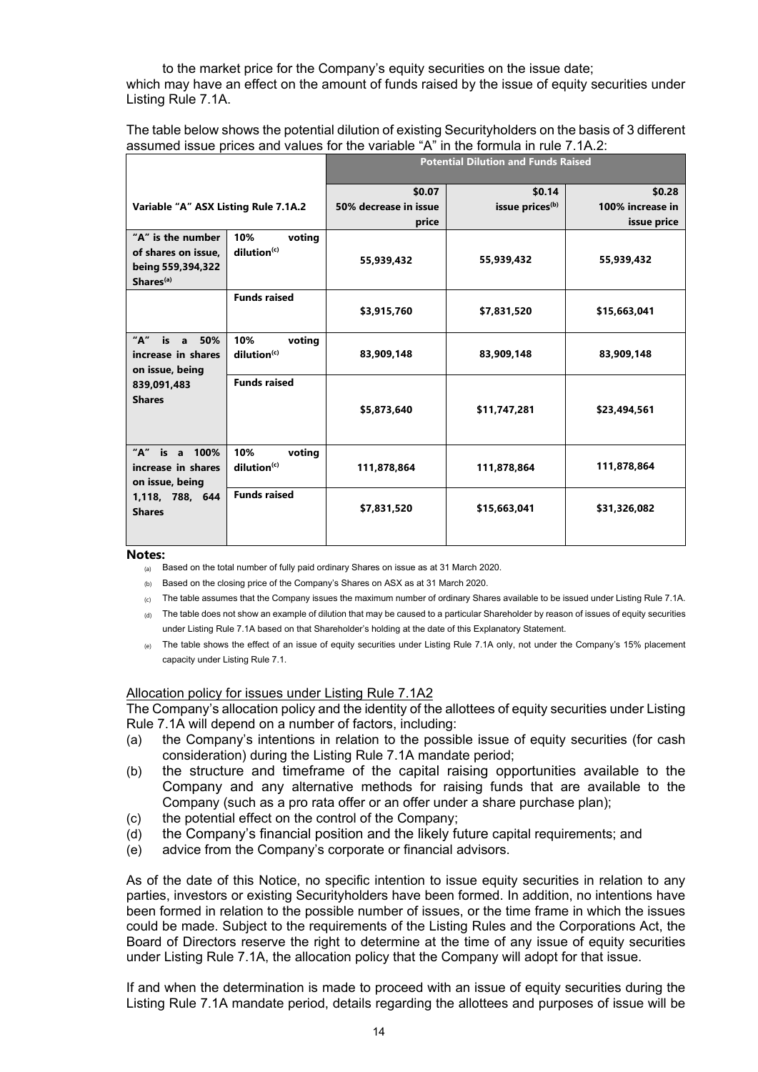to the market price for the Company's equity securities on the issue date;

which may have an effect on the amount of funds raised by the issue of equity securities under Listing Rule 7.1A.

The table below shows the potential dilution of existing Securityholders on the basis of 3 different assumed issue prices and values for the variable "A" in the formula in rule 7.1A.2:

| Variable "A" ASX Listing Rule 7.1A.2 | | Potential Dilution and Funds Raised | | |
|---|---|---|---|---|
| | | \$0.07 50% decrease in issue price | \$0.14 issue prices[(b)] | \$0.28 100% increase in issue price |
| "A" is the number of shares on issue, being 559,394,322 Shares[(a)] | 10% voting dilution[(c)] | 55,939,432 | 55,939,432 | 55,939,432 |
| | Funds raised | \$3,915,760 | \$7,831,520 | \$15,663,041 |
| "A" is a 50% increase in shares on issue, being 839,091,483 Shares | 10% voting dilution[(c)] | 83,909,148 | 83,909,148 | 83,909,148 |
| | Funds raised | \$5,873,640 | \$11,747,281 | \$23,494,561 |
| "A" is a 100% increase in shares on issue, being 1,118, 788, 644 Shares | 10% voting dilution[(c)] | 111,878,864 | 111,878,864 | 111,878,864 |
| | Funds raised | \$7,831,520 | \$15,663,041 | \$31,326,082 |

**Notes:**

(a) Based on the total number of fully paid ordinary Shares on issue as at 31 March 2020.

(b) Based on the closing price of the Company's Shares on ASX as at 31 March 2020.

(c) The table assumes that the Company issues the maximum number of ordinary Shares available to be issued under Listing Rule 7.1A.

(d) The table does not show an example of dilution that may be caused to a particular Shareholder by reason of issues of equity securities under Listing Rule 7.1A based on that Shareholder's holding at the date of this Explanatory Statement.

(e) The table shows the effect of an issue of equity securities under Listing Rule 7.1A only, not under the Company's 15% placement capacity under Listing Rule 7.1.

Allocation policy for issues under Listing Rule 7.1A2

The Company's allocation policy and the identity of the allottees of equity securities under Listing Rule 7.1A will depend on a number of factors, including:

(a) the Company's intentions in relation to the possible issue of equity securities (for cash consideration) during the Listing Rule 7.1A mandate period;
(b) the structure and timeframe of the capital raising opportunities available to the Company and any alternative methods for raising funds that are available to the Company (such as a pro rata offer or an offer under a share purchase plan);
(c) the potential effect on the control of the Company;
(d) the Company's financial position and the likely future capital requirements; and
(e) advice from the Company's corporate or financial advisors.

As of the date of this Notice, no specific intention to issue equity securities in relation to any parties, investors or existing Securityholders have been formed. In addition, no intentions have been formed in relation to the possible number of issues, or the time frame in which the issues could be made. Subject to the requirements of the Listing Rules and the Corporations Act, the Board of Directors reserve the right to determine at the time of any issue of equity securities under Listing Rule 7.1A, the allocation policy that the Company will adopt for that issue.

If and when the determination is made to proceed with an issue of equity securities during the Listing Rule 7.1A mandate period, details regarding the allottees and purposes of issue will be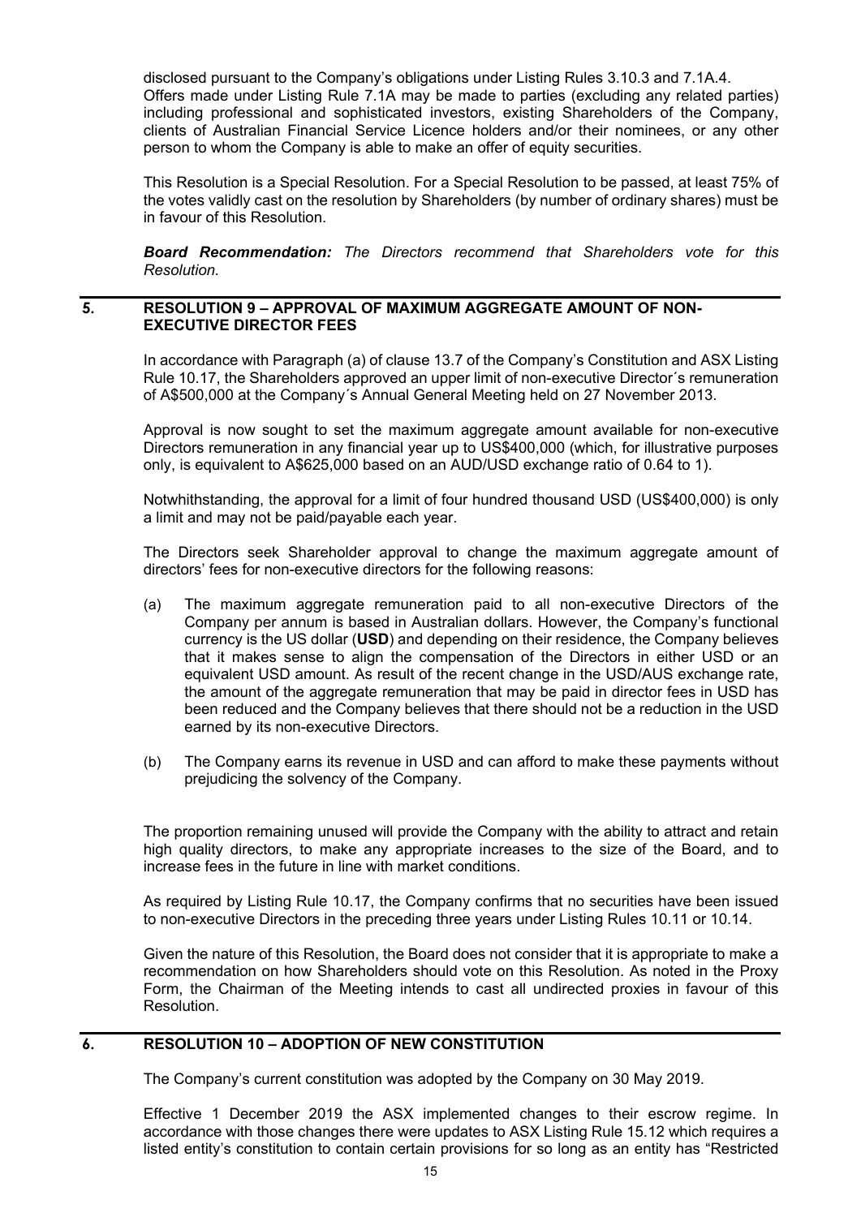disclosed pursuant to the Company's obligations under Listing Rules 3.10.3 and 7.1A.4.
Offers made under Listing Rule 7.1A may be made to parties (excluding any related parties) including professional and sophisticated investors, existing Shareholders of the Company, clients of Australian Financial Service Licence holders and/or their nominees, or any other person to whom the Company is able to make an offer of equity securities.

This Resolution is a Special Resolution. For a Special Resolution to be passed, at least 75% of the votes validly cast on the resolution by Shareholders (by number of ordinary shares) must be in favour of this Resolution.

***Board Recommendation:*** *The Directors recommend that Shareholders vote for this Resolution.*

## 5. RESOLUTION 9 – APPROVAL OF MAXIMUM AGGREGATE AMOUNT OF NON-EXECUTIVE DIRECTOR FEES

In accordance with Paragraph (a) of clause 13.7 of the Company's Constitution and ASX Listing Rule 10.17, the Shareholders approved an upper limit of non-executive Director´s remuneration of A$500,000 at the Company´s Annual General Meeting held on 27 November 2013.

Approval is now sought to set the maximum aggregate amount available for non-executive Directors remuneration in any financial year up to US$400,000 (which, for illustrative purposes only, is equivalent to A$625,000 based on an AUD/USD exchange ratio of 0.64 to 1).

Notwhithstanding, the approval for a limit of four hundred thousand USD (US$400,000) is only a limit and may not be paid/payable each year.

The Directors seek Shareholder approval to change the maximum aggregate amount of directors' fees for non-executive directors for the following reasons:

(a) The maximum aggregate remuneration paid to all non-executive Directors of the Company per annum is based in Australian dollars. However, the Company's functional currency is the US dollar (**USD**) and depending on their residence, the Company believes that it makes sense to align the compensation of the Directors in either USD or an equivalent USD amount. As result of the recent change in the USD/AUS exchange rate, the amount of the aggregate remuneration that may be paid in director fees in USD has been reduced and the Company believes that there should not be a reduction in the USD earned by its non-executive Directors.

(b) The Company earns its revenue in USD and can afford to make these payments without prejudicing the solvency of the Company.

The proportion remaining unused will provide the Company with the ability to attract and retain high quality directors, to make any appropriate increases to the size of the Board, and to increase fees in the future in line with market conditions.

As required by Listing Rule 10.17, the Company confirms that no securities have been issued to non-executive Directors in the preceding three years under Listing Rules 10.11 or 10.14.

Given the nature of this Resolution, the Board does not consider that it is appropriate to make a recommendation on how Shareholders should vote on this Resolution. As noted in the Proxy Form, the Chairman of the Meeting intends to cast all undirected proxies in favour of this Resolution.

## 6. RESOLUTION 10 – ADOPTION OF NEW CONSTITUTION

The Company's current constitution was adopted by the Company on 30 May 2019.

Effective 1 December 2019 the ASX implemented changes to their escrow regime. In accordance with those changes there were updates to ASX Listing Rule 15.12 which requires a listed entity's constitution to contain certain provisions for so long as an entity has "Restricted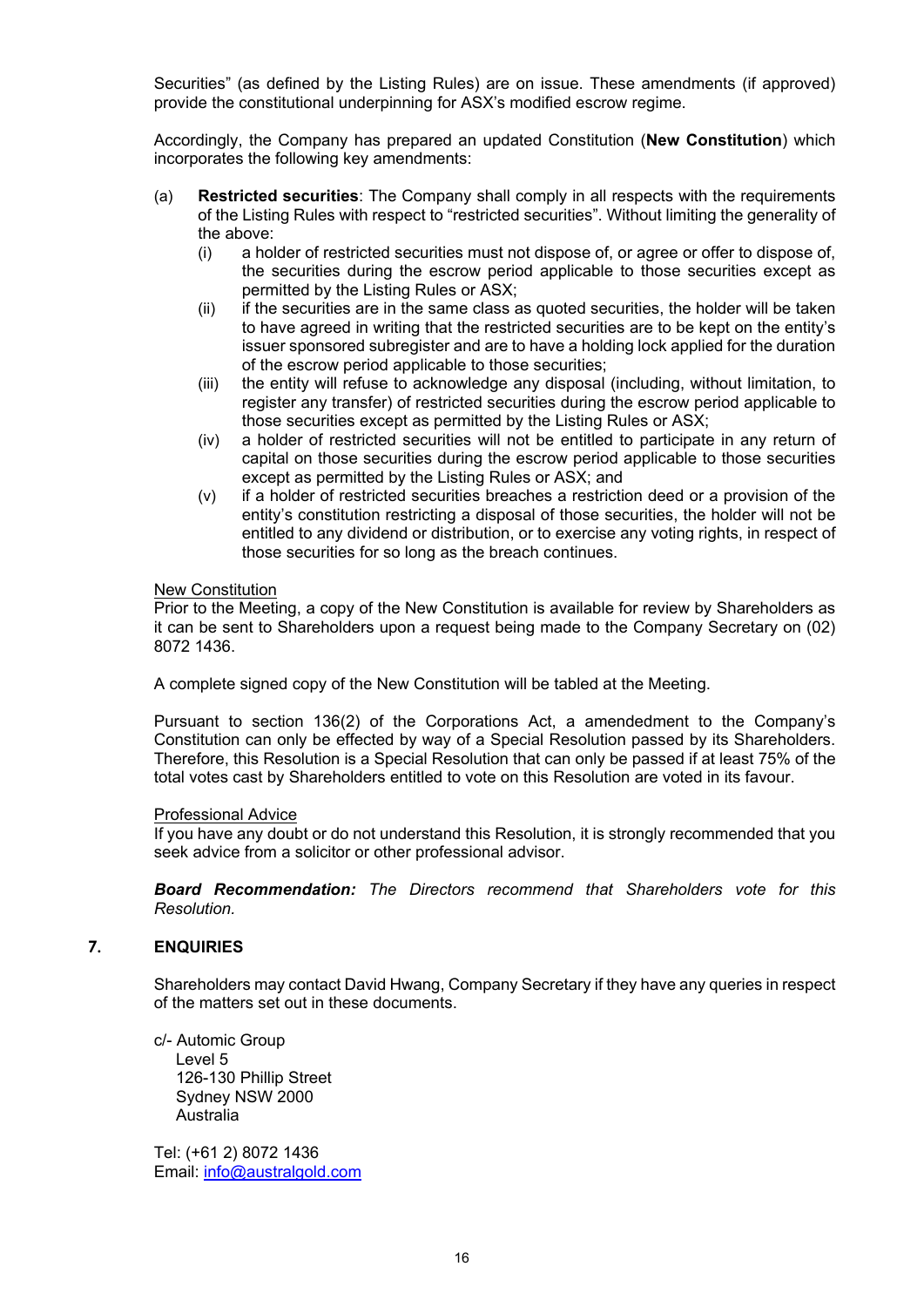Securities" (as defined by the Listing Rules) are on issue. These amendments (if approved) provide the constitutional underpinning for ASX's modified escrow regime.

Accordingly, the Company has prepared an updated Constitution (**New Constitution**) which incorporates the following key amendments:

(a) **Restricted securities**: The Company shall comply in all respects with the requirements of the Listing Rules with respect to "restricted securities". Without limiting the generality of the above:

   (i) a holder of restricted securities must not dispose of, or agree or offer to dispose of, the securities during the escrow period applicable to those securities except as permitted by the Listing Rules or ASX;

   (ii) if the securities are in the same class as quoted securities, the holder will be taken to have agreed in writing that the restricted securities are to be kept on the entity's issuer sponsored subregister and are to have a holding lock applied for the duration of the escrow period applicable to those securities;

   (iii) the entity will refuse to acknowledge any disposal (including, without limitation, to register any transfer) of restricted securities during the escrow period applicable to those securities except as permitted by the Listing Rules or ASX;

   (iv) a holder of restricted securities will not be entitled to participate in any return of capital on those securities during the escrow period applicable to those securities except as permitted by the Listing Rules or ASX; and

   (v) if a holder of restricted securities breaches a restriction deed or a provision of the entity's constitution restricting a disposal of those securities, the holder will not be entitled to any dividend or distribution, or to exercise any voting rights, in respect of those securities for so long as the breach continues.

<u>New Constitution</u>
Prior to the Meeting, a copy of the New Constitution is available for review by Shareholders as it can be sent to Shareholders upon a request being made to the Company Secretary on (02) 8072 1436.

A complete signed copy of the New Constitution will be tabled at the Meeting.

Pursuant to section 136(2) of the Corporations Act, a amendedment to the Company's Constitution can only be effected by way of a Special Resolution passed by its Shareholders. Therefore, this Resolution is a Special Resolution that can only be passed if at least 75% of the total votes cast by Shareholders entitled to vote on this Resolution are voted in its favour.

<u>Professional Advice</u>
If you have any doubt or do not understand this Resolution, it is strongly recommended that you seek advice from a solicitor or other professional advisor.

***Board Recommendation:*** *The Directors recommend that Shareholders vote for this Resolution.*

## 7. ENQUIRIES

Shareholders may contact David Hwang, Company Secretary if they have any queries in respect of the matters set out in these documents.

c/- Automic Group
Level 5
126-130 Phillip Street
Sydney NSW 2000
Australia

Tel: (+61 2) 8072 1436
Email: info@australgold.com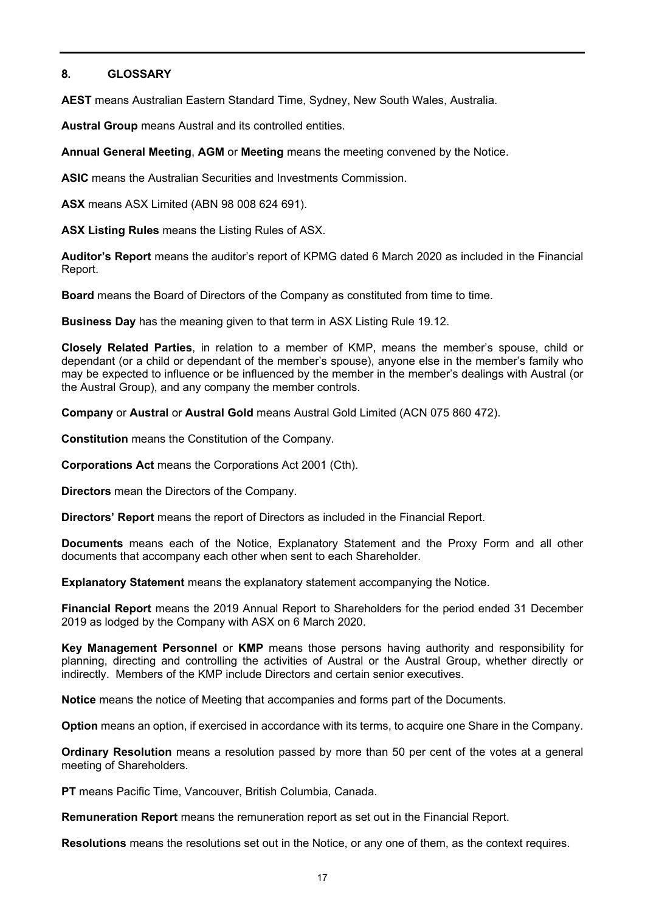## 8. GLOSSARY

**AEST** means Australian Eastern Standard Time, Sydney, New South Wales, Australia.

**Austral Group** means Austral and its controlled entities.

**Annual General Meeting**, **AGM** or **Meeting** means the meeting convened by the Notice.

**ASIC** means the Australian Securities and Investments Commission.

**ASX** means ASX Limited (ABN 98 008 624 691).

**ASX Listing Rules** means the Listing Rules of ASX.

**Auditor's Report** means the auditor's report of KPMG dated 6 March 2020 as included in the Financial Report.

**Board** means the Board of Directors of the Company as constituted from time to time.

**Business Day** has the meaning given to that term in ASX Listing Rule 19.12.

**Closely Related Parties**, in relation to a member of KMP, means the member's spouse, child or dependant (or a child or dependant of the member's spouse), anyone else in the member's family who may be expected to influence or be influenced by the member in the member's dealings with Austral (or the Austral Group), and any company the member controls.

**Company** or **Austral** or **Austral Gold** means Austral Gold Limited (ACN 075 860 472).

**Constitution** means the Constitution of the Company.

**Corporations Act** means the Corporations Act 2001 (Cth).

**Directors** mean the Directors of the Company.

**Directors' Report** means the report of Directors as included in the Financial Report.

**Documents** means each of the Notice, Explanatory Statement and the Proxy Form and all other documents that accompany each other when sent to each Shareholder.

**Explanatory Statement** means the explanatory statement accompanying the Notice.

**Financial Report** means the 2019 Annual Report to Shareholders for the period ended 31 December 2019 as lodged by the Company with ASX on 6 March 2020.

**Key Management Personnel** or **KMP** means those persons having authority and responsibility for planning, directing and controlling the activities of Austral or the Austral Group, whether directly or indirectly. Members of the KMP include Directors and certain senior executives.

**Notice** means the notice of Meeting that accompanies and forms part of the Documents.

**Option** means an option, if exercised in accordance with its terms, to acquire one Share in the Company.

**Ordinary Resolution** means a resolution passed by more than 50 per cent of the votes at a general meeting of Shareholders.

**PT** means Pacific Time, Vancouver, British Columbia, Canada.

**Remuneration Report** means the remuneration report as set out in the Financial Report.

**Resolutions** means the resolutions set out in the Notice, or any one of them, as the context requires.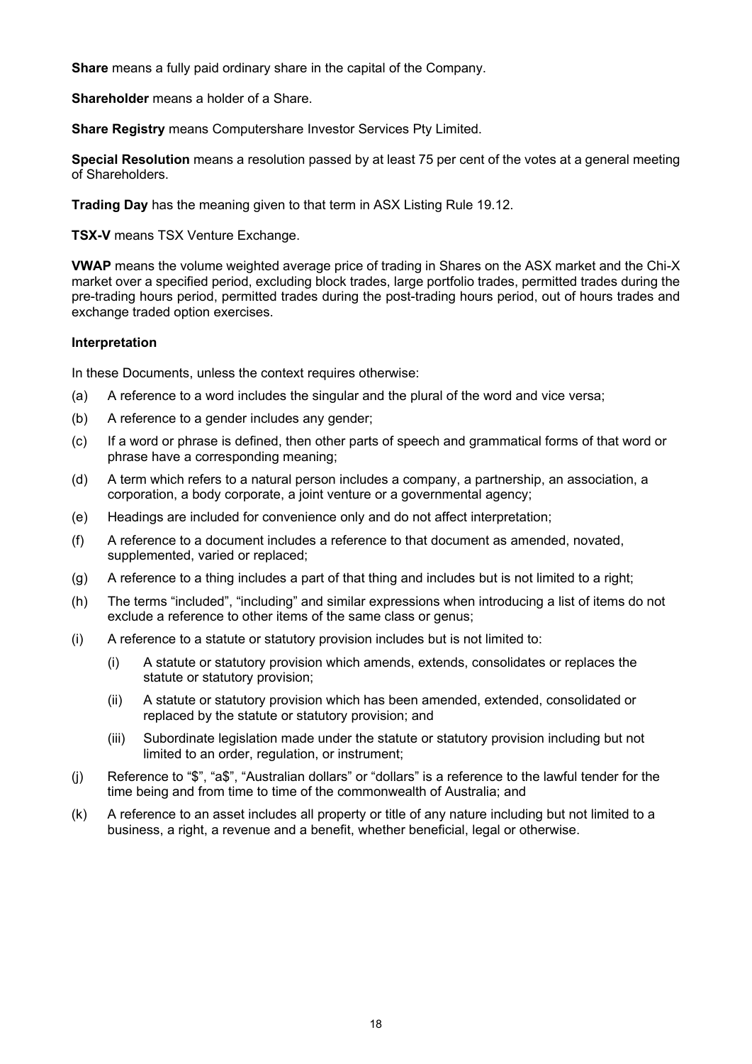**Share** means a fully paid ordinary share in the capital of the Company.

**Shareholder** means a holder of a Share.

**Share Registry** means Computershare Investor Services Pty Limited.

**Special Resolution** means a resolution passed by at least 75 per cent of the votes at a general meeting of Shareholders.

**Trading Day** has the meaning given to that term in ASX Listing Rule 19.12.

**TSX-V** means TSX Venture Exchange.

**VWAP** means the volume weighted average price of trading in Shares on the ASX market and the Chi-X market over a specified period, excluding block trades, large portfolio trades, permitted trades during the pre-trading hours period, permitted trades during the post-trading hours period, out of hours trades and exchange traded option exercises.

**Interpretation**

In these Documents, unless the context requires otherwise:

(a) A reference to a word includes the singular and the plural of the word and vice versa;

(b) A reference to a gender includes any gender;

(c) If a word or phrase is defined, then other parts of speech and grammatical forms of that word or phrase have a corresponding meaning;

(d) A term which refers to a natural person includes a company, a partnership, an association, a corporation, a body corporate, a joint venture or a governmental agency;

(e) Headings are included for convenience only and do not affect interpretation;

(f) A reference to a document includes a reference to that document as amended, novated, supplemented, varied or replaced;

(g) A reference to a thing includes a part of that thing and includes but is not limited to a right;

(h) The terms "included", "including" and similar expressions when introducing a list of items do not exclude a reference to other items of the same class or genus;

(i) A reference to a statute or statutory provision includes but is not limited to:

    (i) A statute or statutory provision which amends, extends, consolidates or replaces the statute or statutory provision;

    (ii) A statute or statutory provision which has been amended, extended, consolidated or replaced by the statute or statutory provision; and

    (iii) Subordinate legislation made under the statute or statutory provision including but not limited to an order, regulation, or instrument;

(j) Reference to "$", "a$", "Australian dollars" or "dollars" is a reference to the lawful tender for the time being and from time to time of the commonwealth of Australia; and

(k) A reference to an asset includes all property or title of any nature including but not limited to a business, a right, a revenue and a benefit, whether beneficial, legal or otherwise.